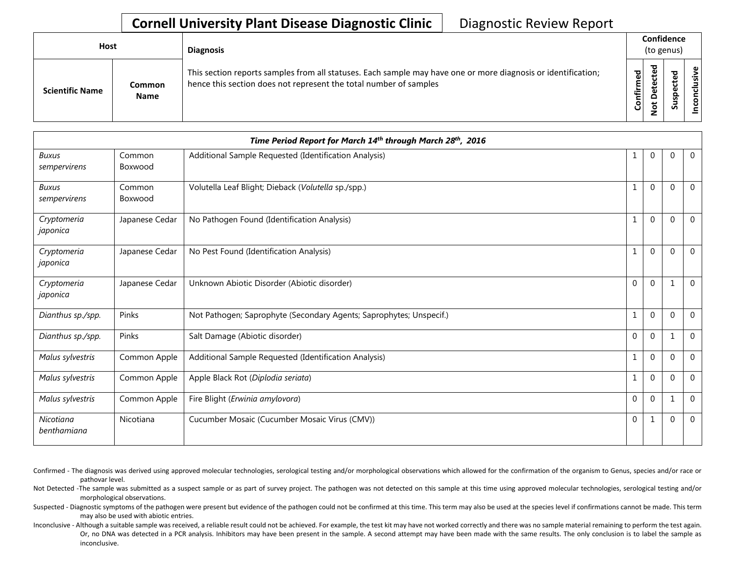# Cornell University Plant Disease Diagnostic Clinic

Diagnostic Review Report

| Host | | Diagnosis | Confidence (to genus) | | | |
|---|---|---|---|---|---|---|
| Scientific Name | Common Name | This section reports samples from all statuses. Each sample may have one or more diagnosis or identification; hence this section does not represent the total number of samples | Confirmed | Not Detected | Suspected | Inconclusive |
| ***Time Period Report for March 14th through March 28th, 2016*** | | | | | | |
| *Buxus sempervirens* | Common Boxwood | Additional Sample Requested (Identification Analysis) | 1 | 0 | 0 | 0 |
| *Buxus sempervirens* | Common Boxwood | Volutella Leaf Blight; Dieback (*Volutella* sp./spp.) | 1 | 0 | 0 | 0 |
| *Cryptomeria japonica* | Japanese Cedar | No Pathogen Found (Identification Analysis) | 1 | 0 | 0 | 0 |
| *Cryptomeria japonica* | Japanese Cedar | No Pest Found (Identification Analysis) | 1 | 0 | 0 | 0 |
| *Cryptomeria japonica* | Japanese Cedar | Unknown Abiotic Disorder (Abiotic disorder) | 0 | 0 | 1 | 0 |
| *Dianthus sp./spp.* | Pinks | Not Pathogen; Saprophyte (Secondary Agents; Saprophytes; Unspecif.) | 1 | 0 | 0 | 0 |
| *Dianthus sp./spp.* | Pinks | Salt Damage (Abiotic disorder) | 0 | 0 | 1 | 0 |
| *Malus sylvestris* | Common Apple | Additional Sample Requested (Identification Analysis) | 1 | 0 | 0 | 0 |
| *Malus sylvestris* | Common Apple | Apple Black Rot (*Diplodia seriata*) | 1 | 0 | 0 | 0 |
| *Malus sylvestris* | Common Apple | Fire Blight (*Erwinia amylovora*) | 0 | 0 | 1 | 0 |
| *Nicotiana benthamiana* | Nicotiana | Cucumber Mosaic (Cucumber Mosaic Virus (CMV)) | 0 | 1 | 0 | 0 |

Confirmed - The diagnosis was derived using approved molecular technologies, serological testing and/or morphological observations which allowed for the confirmation of the organism to Genus, species and/or race or pathovar level.

Not Detected -The sample was submitted as a suspect sample or as part of survey project. The pathogen was not detected on this sample at this time using approved molecular technologies, serological testing and/or morphological observations.

Suspected - Diagnostic symptoms of the pathogen were present but evidence of the pathogen could not be confirmed at this time. This term may also be used at the species level if confirmations cannot be made. This term may also be used with abiotic entries.

Inconclusive - Although a suitable sample was received, a reliable result could not be achieved. For example, the test kit may have not worked correctly and there was no sample material remaining to perform the test again. Or, no DNA was detected in a PCR analysis. Inhibitors may have been present in the sample. A second attempt may have been made with the same results. The only conclusion is to label the sample as inconclusive.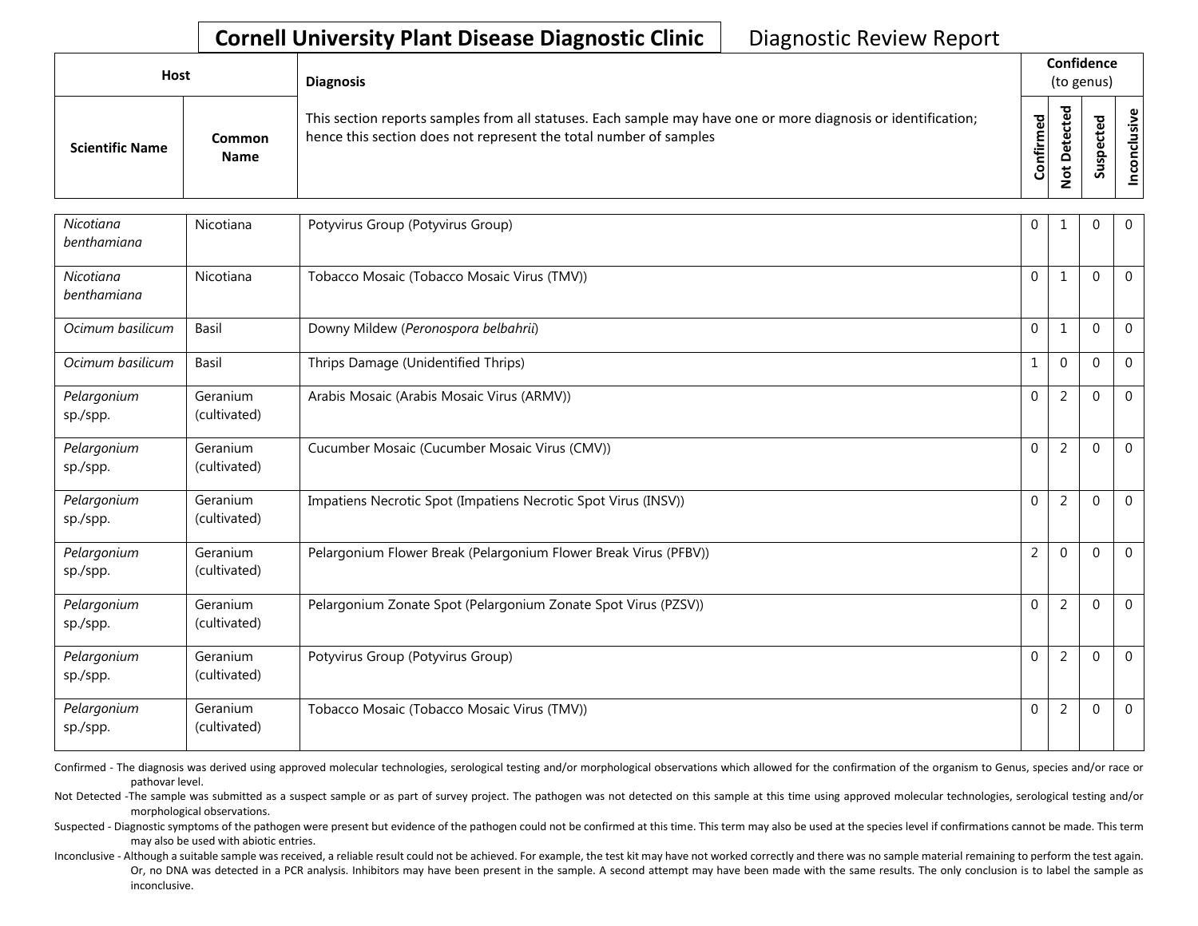# Cornell University Plant Disease Diagnostic Clinic

Diagnostic Review Report

| Host | | Diagnosis | Confidence (to genus) | | | |
|---|---|---|---|---|---|---|
| Scientific Name | Common Name | This section reports samples from all statuses. Each sample may have one or more diagnosis or identification; hence this section does not represent the total number of samples | Confirmed | Not Detected | Suspected | Inconclusive |
| *Nicotiana benthamiana* | Nicotiana | Potyvirus Group (Potyvirus Group) | 0 | 1 | 0 | 0 |
| *Nicotiana benthamiana* | Nicotiana | Tobacco Mosaic (Tobacco Mosaic Virus (TMV)) | 0 | 1 | 0 | 0 |
| *Ocimum basilicum* | Basil | Downy Mildew (*Peronospora belbahrii*) | 0 | 1 | 0 | 0 |
| *Ocimum basilicum* | Basil | Thrips Damage (Unidentified Thrips) | 1 | 0 | 0 | 0 |
| *Pelargonium* sp./spp. | Geranium (cultivated) | Arabis Mosaic (Arabis Mosaic Virus (ARMV)) | 0 | 2 | 0 | 0 |
| *Pelargonium* sp./spp. | Geranium (cultivated) | Cucumber Mosaic (Cucumber Mosaic Virus (CMV)) | 0 | 2 | 0 | 0 |
| *Pelargonium* sp./spp. | Geranium (cultivated) | Impatiens Necrotic Spot (Impatiens Necrotic Spot Virus (INSV)) | 0 | 2 | 0 | 0 |
| *Pelargonium* sp./spp. | Geranium (cultivated) | Pelargonium Flower Break (Pelargonium Flower Break Virus (PFBV)) | 2 | 0 | 0 | 0 |
| *Pelargonium* sp./spp. | Geranium (cultivated) | Pelargonium Zonate Spot (Pelargonium Zonate Spot Virus (PZSV)) | 0 | 2 | 0 | 0 |
| *Pelargonium* sp./spp. | Geranium (cultivated) | Potyvirus Group (Potyvirus Group) | 0 | 2 | 0 | 0 |
| *Pelargonium* sp./spp. | Geranium (cultivated) | Tobacco Mosaic (Tobacco Mosaic Virus (TMV)) | 0 | 2 | 0 | 0 |

Confirmed - The diagnosis was derived using approved molecular technologies, serological testing and/or morphological observations which allowed for the confirmation of the organism to Genus, species and/or race or pathovar level.

Not Detected -The sample was submitted as a suspect sample or as part of survey project. The pathogen was not detected on this sample at this time using approved molecular technologies, serological testing and/or morphological observations.

Suspected - Diagnostic symptoms of the pathogen were present but evidence of the pathogen could not be confirmed at this time. This term may also be used at the species level if confirmations cannot be made. This term may also be used with abiotic entries.

Inconclusive - Although a suitable sample was received, a reliable result could not be achieved. For example, the test kit may have not worked correctly and there was no sample material remaining to perform the test again. Or, no DNA was detected in a PCR analysis. Inhibitors may have been present in the sample. A second attempt may have been made with the same results. The only conclusion is to label the sample as inconclusive.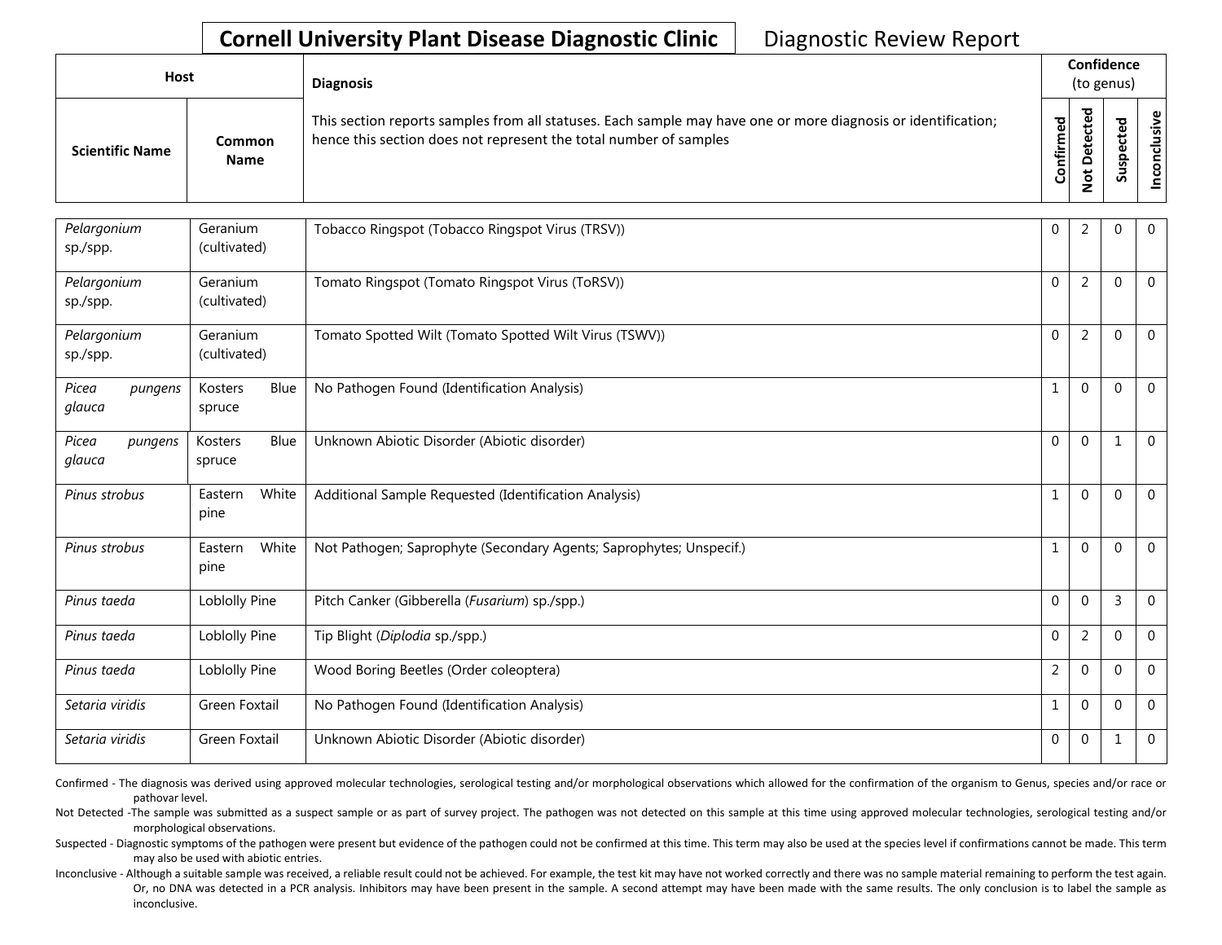**Cornell University Plant Disease Diagnostic Clinic** Diagnostic Review Report

| Host | | Diagnosis | Confidence (to genus) | | | |
|---|---|---|---|---|---|---|
| Scientific Name | Common Name | This section reports samples from all statuses. Each sample may have one or more diagnosis or identification; hence this section does not represent the total number of samples | Confirmed | Not Detected | Suspected | Inconclusive |
| *Pelargonium* sp./spp. | Geranium (cultivated) | Tobacco Ringspot (Tobacco Ringspot Virus (TRSV)) | 0 | 2 | 0 | 0 |
| *Pelargonium* sp./spp. | Geranium (cultivated) | Tomato Ringspot (Tomato Ringspot Virus (ToRSV)) | 0 | 2 | 0 | 0 |
| *Pelargonium* sp./spp. | Geranium (cultivated) | Tomato Spotted Wilt (Tomato Spotted Wilt Virus (TSWV)) | 0 | 2 | 0 | 0 |
| *Picea pungens glauca* | Kosters Blue spruce | No Pathogen Found (Identification Analysis) | 1 | 0 | 0 | 0 |
| *Picea pungens glauca* | Kosters Blue spruce | Unknown Abiotic Disorder (Abiotic disorder) | 0 | 0 | 1 | 0 |
| *Pinus strobus* | Eastern White pine | Additional Sample Requested (Identification Analysis) | 1 | 0 | 0 | 0 |
| *Pinus strobus* | Eastern White pine | Not Pathogen; Saprophyte (Secondary Agents; Saprophytes; Unspecif.) | 1 | 0 | 0 | 0 |
| *Pinus taeda* | Loblolly Pine | Pitch Canker (Gibberella (*Fusarium*) sp./spp.) | 0 | 0 | 3 | 0 |
| *Pinus taeda* | Loblolly Pine | Tip Blight (*Diplodia* sp./spp.) | 0 | 2 | 0 | 0 |
| *Pinus taeda* | Loblolly Pine | Wood Boring Beetles (Order coleoptera) | 2 | 0 | 0 | 0 |
| *Setaria viridis* | Green Foxtail | No Pathogen Found (Identification Analysis) | 1 | 0 | 0 | 0 |
| *Setaria viridis* | Green Foxtail | Unknown Abiotic Disorder (Abiotic disorder) | 0 | 0 | 1 | 0 |

Confirmed - The diagnosis was derived using approved molecular technologies, serological testing and/or morphological observations which allowed for the confirmation of the organism to Genus, species and/or race or pathovar level.

Not Detected -The sample was submitted as a suspect sample or as part of survey project. The pathogen was not detected on this sample at this time using approved molecular technologies, serological testing and/or morphological observations.

Suspected - Diagnostic symptoms of the pathogen were present but evidence of the pathogen could not be confirmed at this time. This term may also be used at the species level if confirmations cannot be made. This term may also be used with abiotic entries.

Inconclusive - Although a suitable sample was received, a reliable result could not be achieved. For example, the test kit may have not worked correctly and there was no sample material remaining to perform the test again. Or, no DNA was detected in a PCR analysis. Inhibitors may have been present in the sample. A second attempt may have been made with the same results. The only conclusion is to label the sample as inconclusive.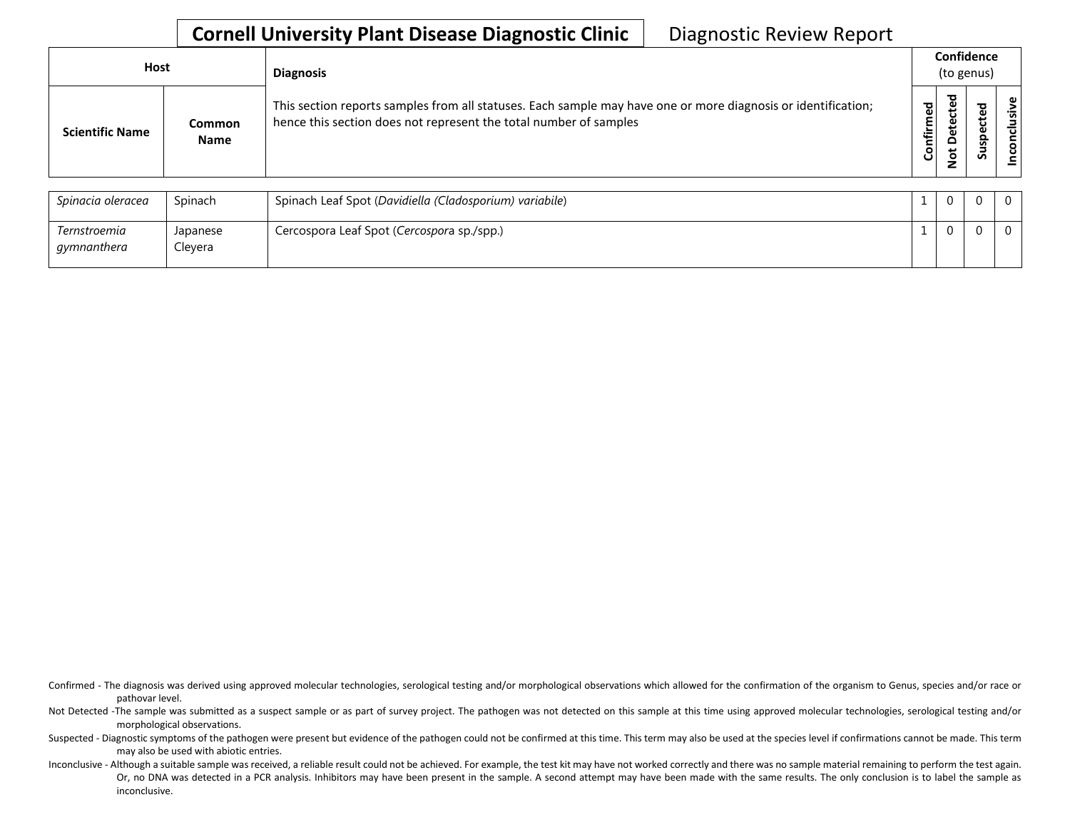**Cornell University Plant Disease Diagnostic Clinic** Diagnostic Review Report

| Host | | Diagnosis | Confidence (to genus) | | | |
|---|---|---|---|---|---|---|
| Scientific Name | Common Name | This section reports samples from all statuses. Each sample may have one or more diagnosis or identification; hence this section does not represent the total number of samples | Confirmed | Not Detected | Suspected | Inconclusive |
| *Spinacia oleracea* | Spinach | Spinach Leaf Spot (*Davidiella (Cladosporium) variabile*) | 1 | 0 | 0 | 0 |
| *Ternstroemia gymnanthera* | Japanese Cleyera | Cercospora Leaf Spot (*Cercospora* sp./spp.) | 1 | 0 | 0 | 0 |

Confirmed - The diagnosis was derived using approved molecular technologies, serological testing and/or morphological observations which allowed for the confirmation of the organism to Genus, species and/or race or pathovar level.

Not Detected -The sample was submitted as a suspect sample or as part of survey project. The pathogen was not detected on this sample at this time using approved molecular technologies, serological testing and/or morphological observations.

Suspected - Diagnostic symptoms of the pathogen were present but evidence of the pathogen could not be confirmed at this time. This term may also be used at the species level if confirmations cannot be made. This term may also be used with abiotic entries.

Inconclusive - Although a suitable sample was received, a reliable result could not be achieved. For example, the test kit may have not worked correctly and there was no sample material remaining to perform the test again. Or, no DNA was detected in a PCR analysis. Inhibitors may have been present in the sample. A second attempt may have been made with the same results. The only conclusion is to label the sample as inconclusive.